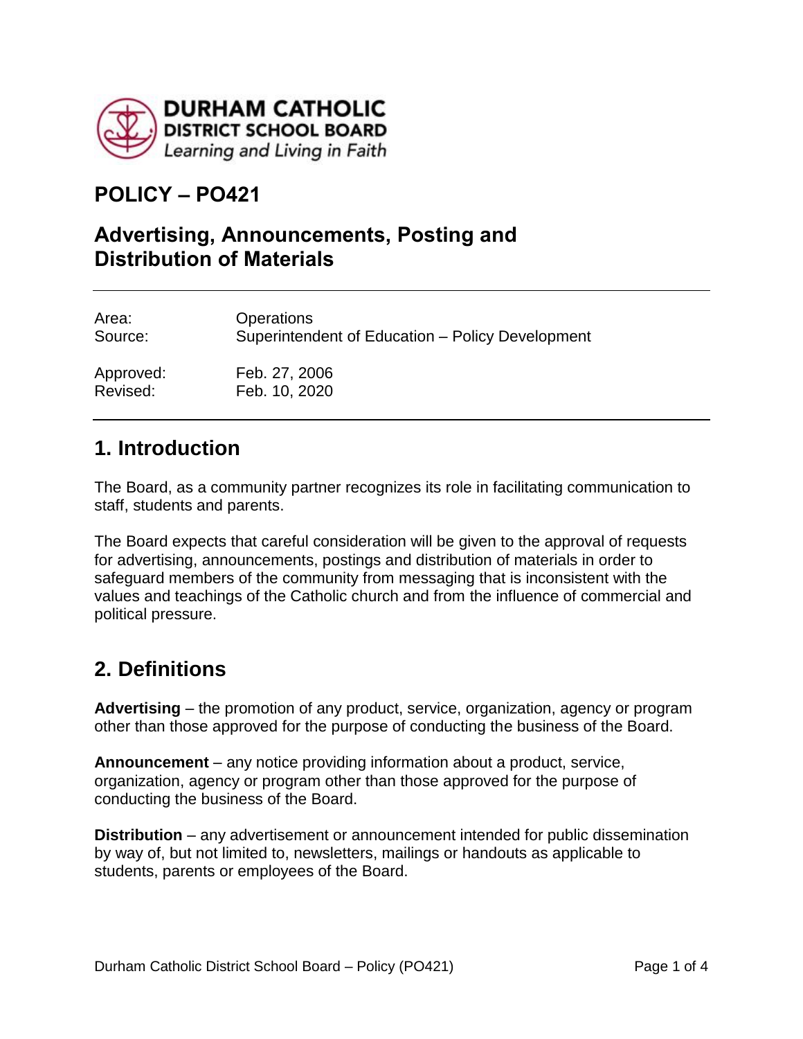DURHAM CATHOLIC
DISTRICT SCHOOL BOARD
*Learning and Living in Faith*

# POLICY – PO421

## Advertising, Announcements, Posting and Distribution of Materials

| | |
|---|---|
| Area: | Operations |
| Source: | Superintendent of Education – Policy Development |
| Approved: | Feb. 27, 2006 |
| Revised: | Feb. 10, 2020 |

## 1. Introduction

The Board, as a community partner recognizes its role in facilitating communication to staff, students and parents.

The Board expects that careful consideration will be given to the approval of requests for advertising, announcements, postings and distribution of materials in order to safeguard members of the community from messaging that is inconsistent with the values and teachings of the Catholic church and from the influence of commercial and political pressure.

## 2. Definitions

**Advertising** – the promotion of any product, service, organization, agency or program other than those approved for the purpose of conducting the business of the Board.

**Announcement** – any notice providing information about a product, service, organization, agency or program other than those approved for the purpose of conducting the business of the Board.

**Distribution** – any advertisement or announcement intended for public dissemination by way of, but not limited to, newsletters, mailings or handouts as applicable to students, parents or employees of the Board.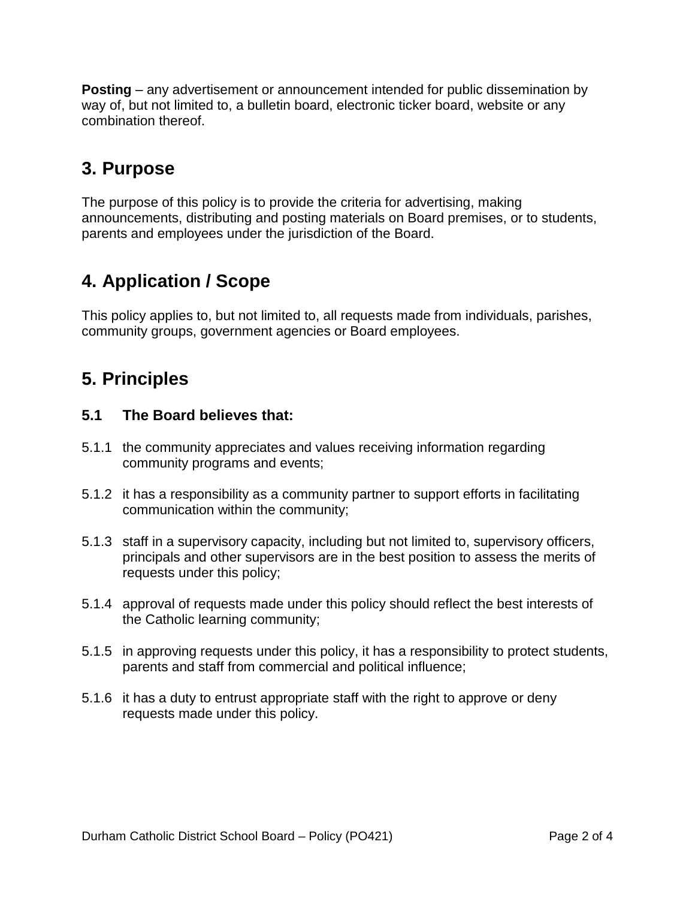**Posting** – any advertisement or announcement intended for public dissemination by way of, but not limited to, a bulletin board, electronic ticker board, website or any combination thereof.

## 3. Purpose

The purpose of this policy is to provide the criteria for advertising, making announcements, distributing and posting materials on Board premises, or to students, parents and employees under the jurisdiction of the Board.

## 4. Application / Scope

This policy applies to, but not limited to, all requests made from individuals, parishes, community groups, government agencies or Board employees.

## 5. Principles

### 5.1 The Board believes that:

5.1.1 the community appreciates and values receiving information regarding community programs and events;

5.1.2 it has a responsibility as a community partner to support efforts in facilitating communication within the community;

5.1.3 staff in a supervisory capacity, including but not limited to, supervisory officers, principals and other supervisors are in the best position to assess the merits of requests under this policy;

5.1.4 approval of requests made under this policy should reflect the best interests of the Catholic learning community;

5.1.5 in approving requests under this policy, it has a responsibility to protect students, parents and staff from commercial and political influence;

5.1.6 it has a duty to entrust appropriate staff with the right to approve or deny requests made under this policy.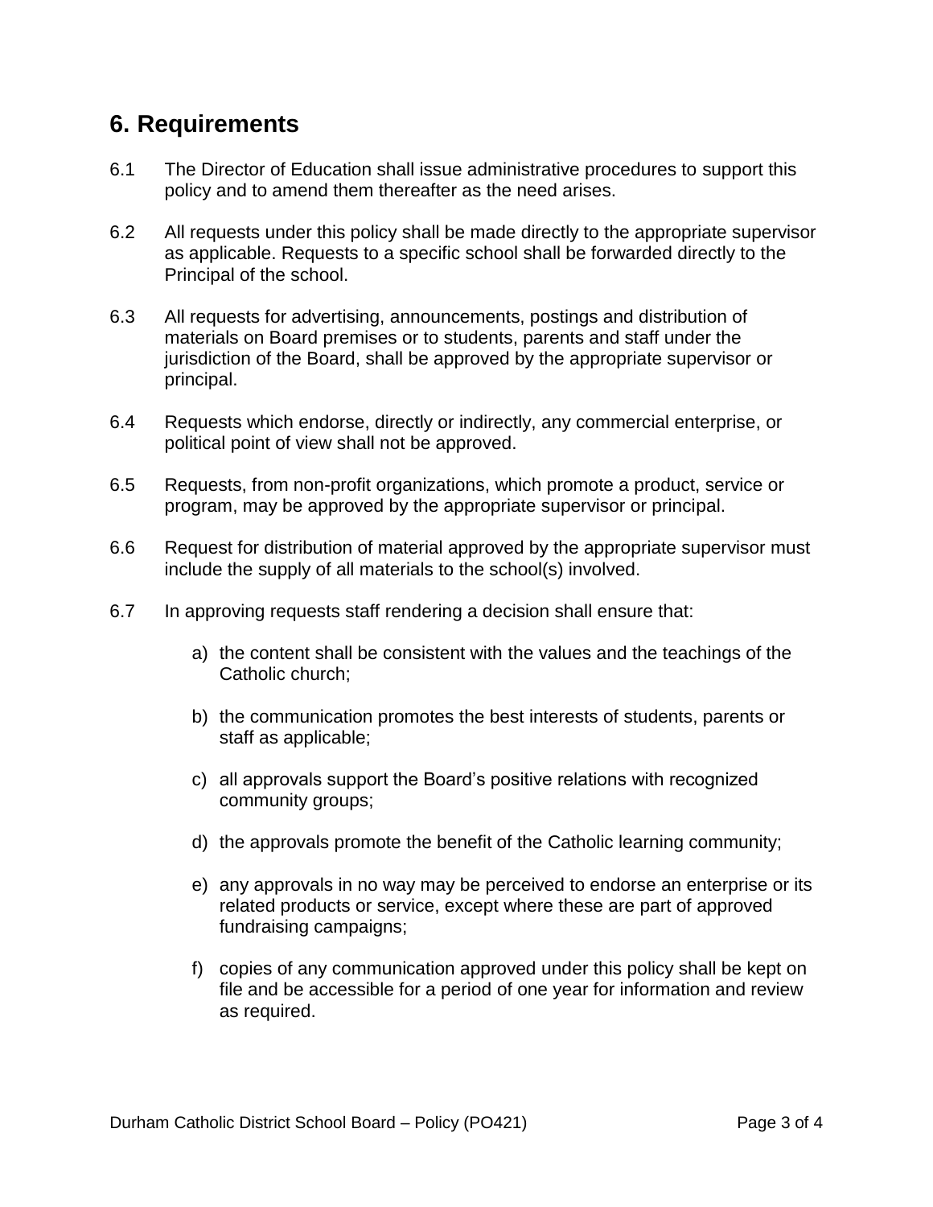## 6. Requirements

6.1 The Director of Education shall issue administrative procedures to support this policy and to amend them thereafter as the need arises.

6.2 All requests under this policy shall be made directly to the appropriate supervisor as applicable. Requests to a specific school shall be forwarded directly to the Principal of the school.

6.3 All requests for advertising, announcements, postings and distribution of materials on Board premises or to students, parents and staff under the jurisdiction of the Board, shall be approved by the appropriate supervisor or principal.

6.4 Requests which endorse, directly or indirectly, any commercial enterprise, or political point of view shall not be approved.

6.5 Requests, from non-profit organizations, which promote a product, service or program, may be approved by the appropriate supervisor or principal.

6.6 Request for distribution of material approved by the appropriate supervisor must include the supply of all materials to the school(s) involved.

6.7 In approving requests staff rendering a decision shall ensure that:

a) the content shall be consistent with the values and the teachings of the Catholic church;

b) the communication promotes the best interests of students, parents or staff as applicable;

c) all approvals support the Board's positive relations with recognized community groups;

d) the approvals promote the benefit of the Catholic learning community;

e) any approvals in no way may be perceived to endorse an enterprise or its related products or service, except where these are part of approved fundraising campaigns;

f) copies of any communication approved under this policy shall be kept on file and be accessible for a period of one year for information and review as required.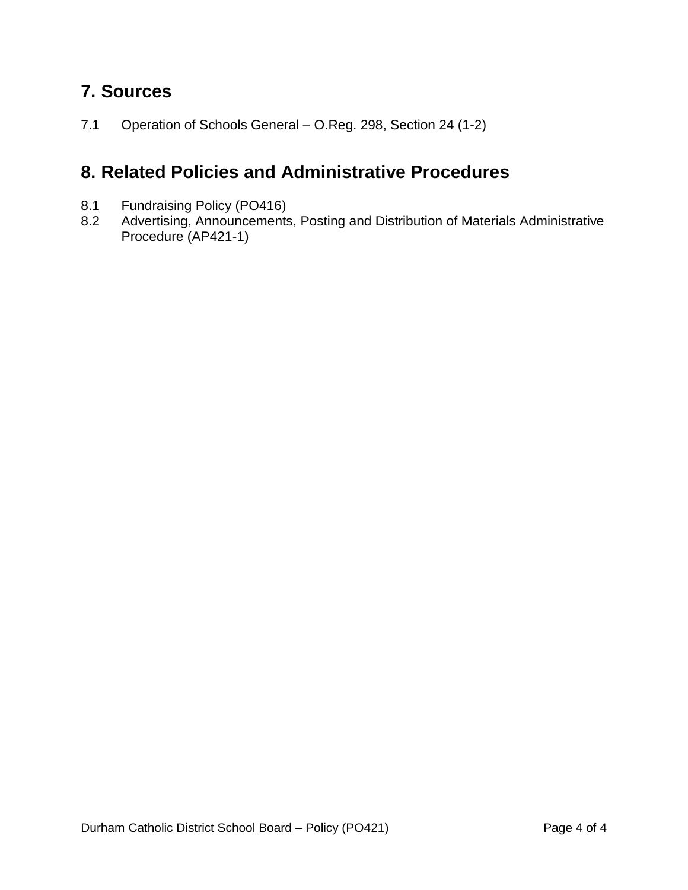## 7. Sources

7.1 Operation of Schools General – O.Reg. 298, Section 24 (1-2)

## 8. Related Policies and Administrative Procedures

8.1 Fundraising Policy (PO416)
8.2 Advertising, Announcements, Posting and Distribution of Materials Administrative Procedure (AP421-1)